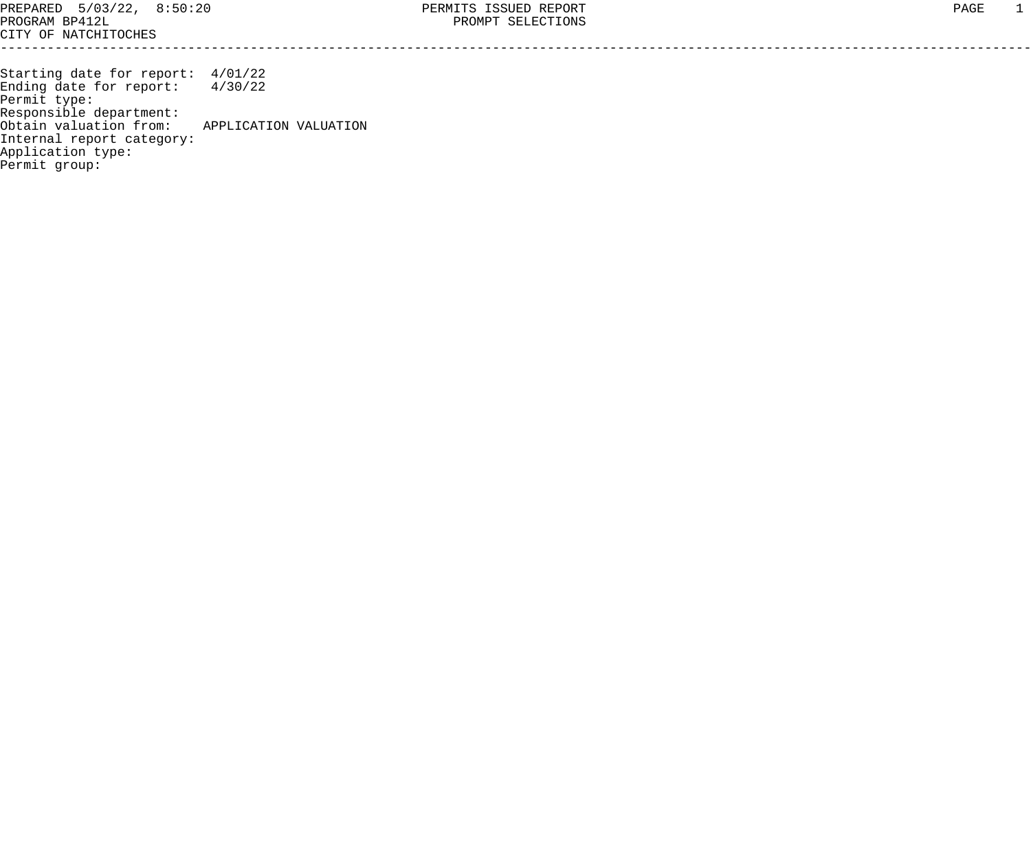PREPARED 5/03/22, 8:50:20
PROGRAM BP412L
CITY OF NATCHITOCHES

# PERMITS ISSUED REPORT
## PROMPT SELECTIONS

---

Starting date for report: 4/01/22
Ending date for report: 4/30/22
Permit type:
Responsible department:
Obtain valuation from: APPLICATION VALUATION
Internal report category:
Application type:
Permit group: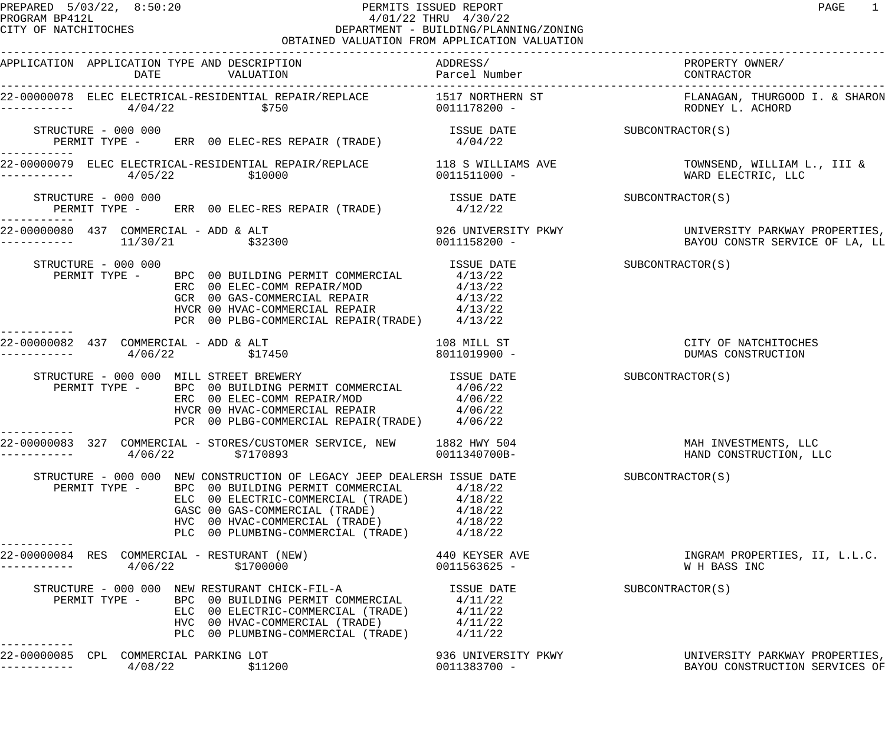PERMITS ISSUED REPORT
4/01/22 THRU 4/30/22
DEPARTMENT - BUILDING/PLANNING/ZONING
OBTAINED VALUATION FROM APPLICATION VALUATION

PREPARED 5/03/22, 8:50:20
PROGRAM BP412L
CITY OF NATCHITOCHES

| APPLICATION | APPLICATION TYPE AND DESCRIPTION / DATE / VALUATION | ADDRESS/ Parcel Number | PROPERTY OWNER/ CONTRACTOR |
|---|---|---|---|
| 22-00000078 | ELEC ELECTRICAL-RESIDENTIAL REPAIR/REPLACE — 4/04/22 — $750 | 1517 NORTHERN ST / 0011178200 - | FLANAGAN, THURGOOD I. & SHARON / RODNEY L. ACHORD |
| 22-00000079 | ELEC ELECTRICAL-RESIDENTIAL REPAIR/REPLACE — 4/05/22 — $10000 | 118 S WILLIAMS AVE / 0011511000 - | TOWNSEND, WILLIAM L., III & / WARD ELECTRIC, LLC |
| 22-00000080 | 437 COMMERCIAL - ADD & ALT — 11/30/21 — $32300 | 926 UNIVERSITY PKWY / 0011158200 - | UNIVERSITY PARKWAY PROPERTIES, / BAYOU CONSTR SERVICE OF LA, LL |
| 22-00000082 | 437 COMMERCIAL - ADD & ALT — 4/06/22 — $17450 | 108 MILL ST / 8011019900 - | CITY OF NATCHITOCHES / DUMAS CONSTRUCTION |
| 22-00000083 | 327 COMMERCIAL - STORES/CUSTOMER SERVICE, NEW — 4/06/22 — $7170893 | 1882 HWY 504 / 0011340700B- | MAH INVESTMENTS, LLC / HAND CONSTRUCTION, LLC |
| 22-00000084 | RES COMMERCIAL - RESTURANT (NEW) — 4/06/22 — $1700000 | 440 KEYSER AVE / 0011563625 - | INGRAM PROPERTIES, II, L.L.C. / W H BASS INC |
| 22-00000085 | CPL COMMERCIAL PARKING LOT — 4/08/22 — $11200 | 936 UNIVERSITY PKWY / 0011383700 - | UNIVERSITY PARKWAY PROPERTIES, / BAYOU CONSTRUCTION SERVICES OF |

**22-00000078** — STRUCTURE - 000 000 — SUBCONTRACTOR(S)

| PERMIT TYPE | DESCRIPTION | ISSUE DATE |
|---|---|---|
| ERR 00 | ELEC-RES REPAIR (TRADE) | 4/04/22 |

**22-00000079** — STRUCTURE - 000 000 — SUBCONTRACTOR(S)

| PERMIT TYPE | DESCRIPTION | ISSUE DATE |
|---|---|---|
| ERR 00 | ELEC-RES REPAIR (TRADE) | 4/12/22 |

**22-00000080** — STRUCTURE - 000 000 — SUBCONTRACTOR(S)

| PERMIT TYPE | DESCRIPTION | ISSUE DATE |
|---|---|---|
| BPC 00 | BUILDING PERMIT COMMERCIAL | 4/13/22 |
| ERC 00 | ELEC-COMM REPAIR/MOD | 4/13/22 |
| GCR 00 | GAS-COMMERCIAL REPAIR | 4/13/22 |
| HVCR 00 | HVAC-COMMERCIAL REPAIR | 4/13/22 |
| PCR 00 | PLBG-COMMERCIAL REPAIR(TRADE) | 4/13/22 |

**22-00000082** — STRUCTURE - 000 000 MILL STREET BREWERY — SUBCONTRACTOR(S)

| PERMIT TYPE | DESCRIPTION | ISSUE DATE |
|---|---|---|
| BPC 00 | BUILDING PERMIT COMMERCIAL | 4/06/22 |
| ERC 00 | ELEC-COMM REPAIR/MOD | 4/06/22 |
| HVCR 00 | HVAC-COMMERCIAL REPAIR | 4/06/22 |
| PCR 00 | PLBG-COMMERCIAL REPAIR(TRADE) | 4/06/22 |

**22-00000083** — STRUCTURE - 000 000 NEW CONSTRUCTION OF LEGACY JEEP DEALERSH — SUBCONTRACTOR(S)

| PERMIT TYPE | DESCRIPTION | ISSUE DATE |
|---|---|---|
| BPC 00 | BUILDING PERMIT COMMERCIAL | 4/18/22 |
| ELC 00 | ELECTRIC-COMMERCIAL (TRADE) | 4/18/22 |
| GASC 00 | GAS-COMMERCIAL (TRADE) | 4/18/22 |
| HVC 00 | HVAC-COMMERCIAL (TRADE) | 4/18/22 |
| PLC 00 | PLUMBING-COMMERCIAL (TRADE) | 4/18/22 |

**22-00000084** — STRUCTURE - 000 000 NEW RESTURANT CHICK-FIL-A — SUBCONTRACTOR(S)

| PERMIT TYPE | DESCRIPTION | ISSUE DATE |
|---|---|---|
| BPC 00 | BUILDING PERMIT COMMERCIAL | 4/11/22 |
| ELC 00 | ELECTRIC-COMMERCIAL (TRADE) | 4/11/22 |
| HVC 00 | HVAC-COMMERCIAL (TRADE) | 4/11/22 |
| PLC 00 | PLUMBING-COMMERCIAL (TRADE) | 4/11/22 |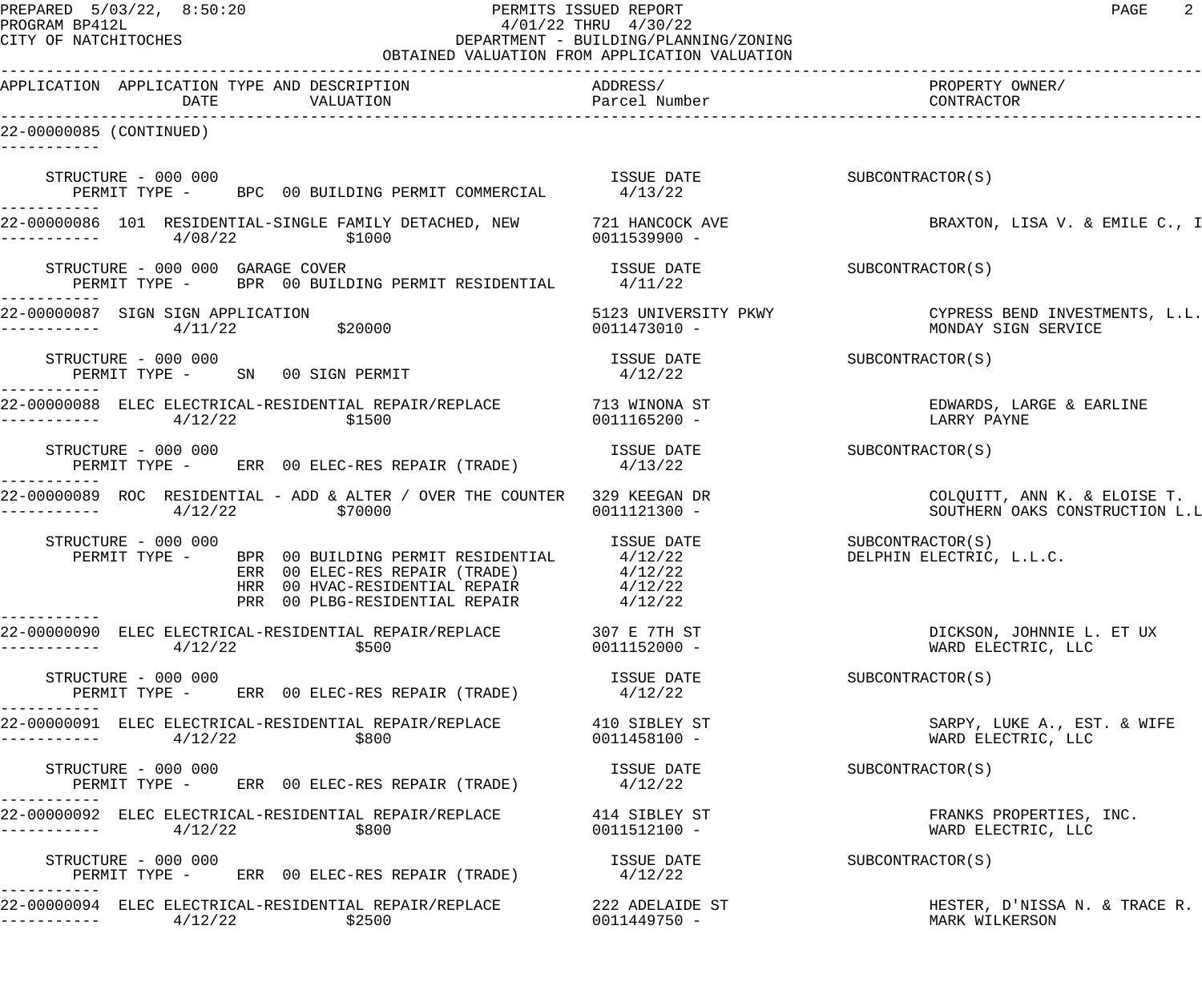PREPARED 5/03/22, 8:50:20 — PERMITS ISSUED REPORT
PROGRAM BP412L — 4/01/22 THRU 4/30/22
CITY OF NATCHITOCHES — DEPARTMENT - BUILDING/PLANNING/ZONING
OBTAINED VALUATION FROM APPLICATION VALUATION

| APPLICATION | APPLICATION TYPE AND DESCRIPTION / DATE / VALUATION | ADDRESS/ Parcel Number | PROPERTY OWNER/ CONTRACTOR |
|---|---|---|---|
| 22-00000085 (CONTINUED) | | | |
| | STRUCTURE - 000 000 / PERMIT TYPE - BPC 00 BUILDING PERMIT COMMERCIAL — ISSUE DATE 4/13/22 | | SUBCONTRACTOR(S) |
| 22-00000086 | 101 RESIDENTIAL-SINGLE FAMILY DETACHED, NEW — 4/08/22 — $1000 | 721 HANCOCK AVE / 0011539900 - | BRAXTON, LISA V. & EMILE C., I |
| | STRUCTURE - 000 000 GARAGE COVER / PERMIT TYPE - BPR 00 BUILDING PERMIT RESIDENTIAL — ISSUE DATE 4/11/22 | | SUBCONTRACTOR(S) |
| 22-00000087 | SIGN SIGN APPLICATION — 4/11/22 — $20000 | 5123 UNIVERSITY PKWY / 0011473010 - | CYPRESS BEND INVESTMENTS, L.L. / MONDAY SIGN SERVICE |
| | STRUCTURE - 000 000 / PERMIT TYPE - SN 00 SIGN PERMIT — ISSUE DATE 4/12/22 | | SUBCONTRACTOR(S) |
| 22-00000088 | ELEC ELECTRICAL-RESIDENTIAL REPAIR/REPLACE — 4/12/22 — $1500 | 713 WINONA ST / 0011165200 - | EDWARDS, LARGE & EARLINE / LARRY PAYNE |
| | STRUCTURE - 000 000 / PERMIT TYPE - ERR 00 ELEC-RES REPAIR (TRADE) — ISSUE DATE 4/13/22 | | SUBCONTRACTOR(S) |
| 22-00000089 | ROC RESIDENTIAL - ADD & ALTER / OVER THE COUNTER — 4/12/22 — $70000 | 329 KEEGAN DR / 0011121300 - | COLQUITT, ANN K. & ELOISE T. / SOUTHERN OAKS CONSTRUCTION L.L |
| | STRUCTURE - 000 000 / PERMIT TYPE - BPR 00 BUILDING PERMIT RESIDENTIAL — ISSUE DATE 4/12/22; ERR 00 ELEC-RES REPAIR (TRADE) — 4/12/22; HRR 00 HVAC-RESIDENTIAL REPAIR — 4/12/22; PRR 00 PLBG-RESIDENTIAL REPAIR — 4/12/22 | | SUBCONTRACTOR(S) DELPHIN ELECTRIC, L.L.C. |
| 22-00000090 | ELEC ELECTRICAL-RESIDENTIAL REPAIR/REPLACE — 4/12/22 — $500 | 307 E 7TH ST / 0011152000 - | DICKSON, JOHNNIE L. ET UX / WARD ELECTRIC, LLC |
| | STRUCTURE - 000 000 / PERMIT TYPE - ERR 00 ELEC-RES REPAIR (TRADE) — ISSUE DATE 4/12/22 | | SUBCONTRACTOR(S) |
| 22-00000091 | ELEC ELECTRICAL-RESIDENTIAL REPAIR/REPLACE — 4/12/22 — $800 | 410 SIBLEY ST / 0011458100 - | SARPY, LUKE A., EST. & WIFE / WARD ELECTRIC, LLC |
| | STRUCTURE - 000 000 / PERMIT TYPE - ERR 00 ELEC-RES REPAIR (TRADE) — ISSUE DATE 4/12/22 | | SUBCONTRACTOR(S) |
| 22-00000092 | ELEC ELECTRICAL-RESIDENTIAL REPAIR/REPLACE — 4/12/22 — $800 | 414 SIBLEY ST / 0011512100 - | FRANKS PROPERTIES, INC. / WARD ELECTRIC, LLC |
| | STRUCTURE - 000 000 / PERMIT TYPE - ERR 00 ELEC-RES REPAIR (TRADE) — ISSUE DATE 4/12/22 | | SUBCONTRACTOR(S) |
| 22-00000094 | ELEC ELECTRICAL-RESIDENTIAL REPAIR/REPLACE — 4/12/22 — $2500 | 222 ADELAIDE ST / 0011449750 - | HESTER, D'NISSA N. & TRACE R. / MARK WILKERSON |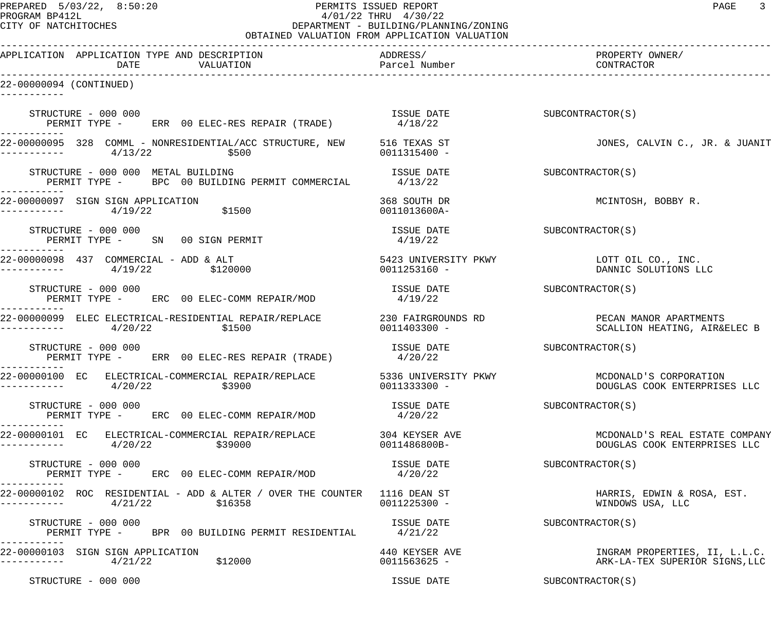PREPARED 5/03/22, 8:50:20
PROGRAM BP412L
CITY OF NATCHITOCHES

# PERMITS ISSUED REPORT

4/01/22 THRU 4/30/22
DEPARTMENT - BUILDING/PLANNING/ZONING
OBTAINED VALUATION FROM APPLICATION VALUATION

| APPLICATION | APPLICATION TYPE AND DESCRIPTION / DATE / VALUATION | ADDRESS/ Parcel Number | PROPERTY OWNER/ CONTRACTOR |
|---|---|---|---|
| 22-00000094 (CONTINUED) | | | |
| STRUCTURE - 000 000 | PERMIT TYPE - ERR 00 ELEC-RES REPAIR (TRADE) | ISSUE DATE 4/18/22 | SUBCONTRACTOR(S) |
| 22-00000095 | 328 COMML - NONRESIDENTIAL/ACC STRUCTURE, NEW / 4/13/22 / $500 | 516 TEXAS ST / 0011315400 - | JONES, CALVIN C., JR. & JUANIT |
| STRUCTURE - 000 000 METAL BUILDING | PERMIT TYPE - BPC 00 BUILDING PERMIT COMMERCIAL | ISSUE DATE 4/13/22 | SUBCONTRACTOR(S) |
| 22-00000097 | SIGN SIGN APPLICATION / 4/19/22 / $1500 | 368 SOUTH DR / 0011013600A- | MCINTOSH, BOBBY R. |
| STRUCTURE - 000 000 | PERMIT TYPE - SN 00 SIGN PERMIT | ISSUE DATE 4/19/22 | SUBCONTRACTOR(S) |
| 22-00000098 | 437 COMMERCIAL - ADD & ALT / 4/19/22 / $120000 | 5423 UNIVERSITY PKWY / 0011253160 - | LOTT OIL CO., INC. / DANNIC SOLUTIONS LLC |
| STRUCTURE - 000 000 | PERMIT TYPE - ERC 00 ELEC-COMM REPAIR/MOD | ISSUE DATE 4/19/22 | SUBCONTRACTOR(S) |
| 22-00000099 | ELEC ELECTRICAL-RESIDENTIAL REPAIR/REPLACE / 4/20/22 / $1500 | 230 FAIRGROUNDS RD / 0011403300 - | PECAN MANOR APARTMENTS / SCALLION HEATING, AIR&ELEC B |
| STRUCTURE - 000 000 | PERMIT TYPE - ERR 00 ELEC-RES REPAIR (TRADE) | ISSUE DATE 4/20/22 | SUBCONTRACTOR(S) |
| 22-00000100 | EC ELECTRICAL-COMMERCIAL REPAIR/REPLACE / 4/20/22 / $3900 | 5336 UNIVERSITY PKWY / 0011333300 - | MCDONALD'S CORPORATION / DOUGLAS COOK ENTERPRISES LLC |
| STRUCTURE - 000 000 | PERMIT TYPE - ERC 00 ELEC-COMM REPAIR/MOD | ISSUE DATE 4/20/22 | SUBCONTRACTOR(S) |
| 22-00000101 | EC ELECTRICAL-COMMERCIAL REPAIR/REPLACE / 4/20/22 / $39000 | 304 KEYSER AVE / 0011486800B- | MCDONALD'S REAL ESTATE COMPANY / DOUGLAS COOK ENTERPRISES LLC |
| STRUCTURE - 000 000 | PERMIT TYPE - ERC 00 ELEC-COMM REPAIR/MOD | ISSUE DATE 4/20/22 | SUBCONTRACTOR(S) |
| 22-00000102 | ROC RESIDENTIAL - ADD & ALTER / OVER THE COUNTER / 4/21/22 / $16358 | 1116 DEAN ST / 0011225300 - | HARRIS, EDWIN & ROSA, EST. / WINDOWS USA, LLC |
| STRUCTURE - 000 000 | PERMIT TYPE - BPR 00 BUILDING PERMIT RESIDENTIAL | ISSUE DATE 4/21/22 | SUBCONTRACTOR(S) |
| 22-00000103 | SIGN SIGN APPLICATION / 4/21/22 / $12000 | 440 KEYSER AVE / 0011563625 - | INGRAM PROPERTIES, II, L.L.C. / ARK-LA-TEX SUPERIOR SIGNS,LLC |
| STRUCTURE - 000 000 | | ISSUE DATE | SUBCONTRACTOR(S) |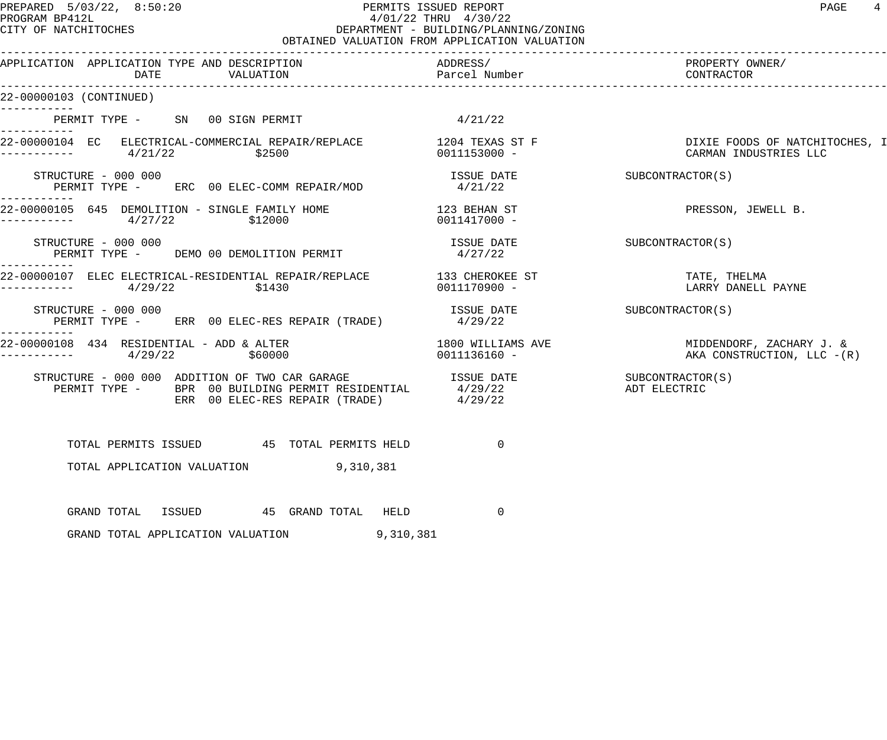PREPARED 5/03/22, 8:50:20 — PERMITS ISSUED REPORT
PROGRAM BP412L — 4/01/22 THRU 4/30/22
CITY OF NATCHITOCHES — DEPARTMENT - BUILDING/PLANNING/ZONING
OBTAINED VALUATION FROM APPLICATION VALUATION

| APPLICATION | APPLICATION TYPE AND DESCRIPTION / DATE / VALUATION | ADDRESS/ Parcel Number | PROPERTY OWNER/ CONTRACTOR |
|---|---|---|---|
| 22-00000103 (CONTINUED) | PERMIT TYPE - SN 00 SIGN PERMIT | 4/21/22 | |
| 22-00000104 | EC ELECTRICAL-COMMERCIAL REPAIR/REPLACE — 4/21/22 — $2500 | 1204 TEXAS ST F / 0011153000 - | DIXIE FOODS OF NATCHITOCHES, I / CARMAN INDUSTRIES LLC |
| | STRUCTURE - 000 000; PERMIT TYPE - ERC 00 ELEC-COMM REPAIR/MOD | ISSUE DATE 4/21/22 | SUBCONTRACTOR(S) |
| 22-00000105 | 645 DEMOLITION - SINGLE FAMILY HOME — 4/27/22 — $12000 | 123 BEHAN ST / 0011417000 - | PRESSON, JEWELL B. |
| | STRUCTURE - 000 000; PERMIT TYPE - DEMO 00 DEMOLITION PERMIT | ISSUE DATE 4/27/22 | SUBCONTRACTOR(S) |
| 22-00000107 | ELEC ELECTRICAL-RESIDENTIAL REPAIR/REPLACE — 4/29/22 — $1430 | 133 CHEROKEE ST / 0011170900 - | TATE, THELMA / LARRY DANELL PAYNE |
| | STRUCTURE - 000 000; PERMIT TYPE - ERR 00 ELEC-RES REPAIR (TRADE) | ISSUE DATE 4/29/22 | SUBCONTRACTOR(S) |
| 22-00000108 | 434 RESIDENTIAL - ADD & ALTER — 4/29/22 — $60000 | 1800 WILLIAMS AVE / 0011136160 - | MIDDENDORF, ZACHARY J. & / AKA CONSTRUCTION, LLC -(R) |
| | STRUCTURE - 000 000 ADDITION OF TWO CAR GARAGE; PERMIT TYPE - BPR 00 BUILDING PERMIT RESIDENTIAL; ERR 00 ELEC-RES REPAIR (TRADE) | ISSUE DATE 4/29/22; 4/29/22 | SUBCONTRACTOR(S) ADT ELECTRIC |

TOTAL PERMITS ISSUED 45 TOTAL PERMITS HELD 0

TOTAL APPLICATION VALUATION 9,310,381

GRAND TOTAL ISSUED 45 GRAND TOTAL HELD 0

GRAND TOTAL APPLICATION VALUATION 9,310,381